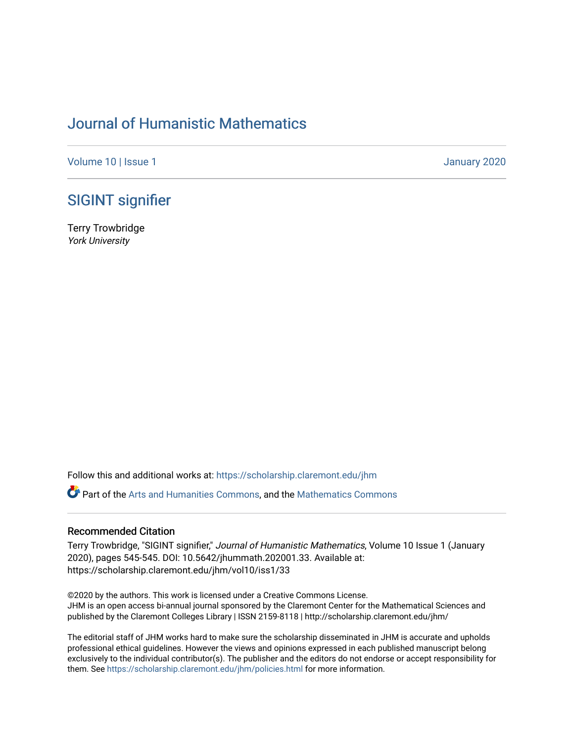# Journal of Humanistic Mathematics

Volume 10 | Issue 1 January 2020

## SIGINT signifier

Terry Trowbridge
*York University*

Follow this and additional works at: https://scholarship.claremont.edu/jhm

Part of the Arts and Humanities Commons, and the Mathematics Commons

### Recommended Citation

Terry Trowbridge, "SIGINT signifier," *Journal of Humanistic Mathematics*, Volume 10 Issue 1 (January 2020), pages 545-545. DOI: 10.5642/jhummath.202001.33. Available at: https://scholarship.claremont.edu/jhm/vol10/iss1/33

©2020 by the authors. This work is licensed under a Creative Commons License.
JHM is an open access bi-annual journal sponsored by the Claremont Center for the Mathematical Sciences and published by the Claremont Colleges Library | ISSN 2159-8118 | http://scholarship.claremont.edu/jhm/

The editorial staff of JHM works hard to make sure the scholarship disseminated in JHM is accurate and upholds professional ethical guidelines. However the views and opinions expressed in each published manuscript belong exclusively to the individual contributor(s). The publisher and the editors do not endorse or accept responsibility for them. See https://scholarship.claremont.edu/jhm/policies.html for more information.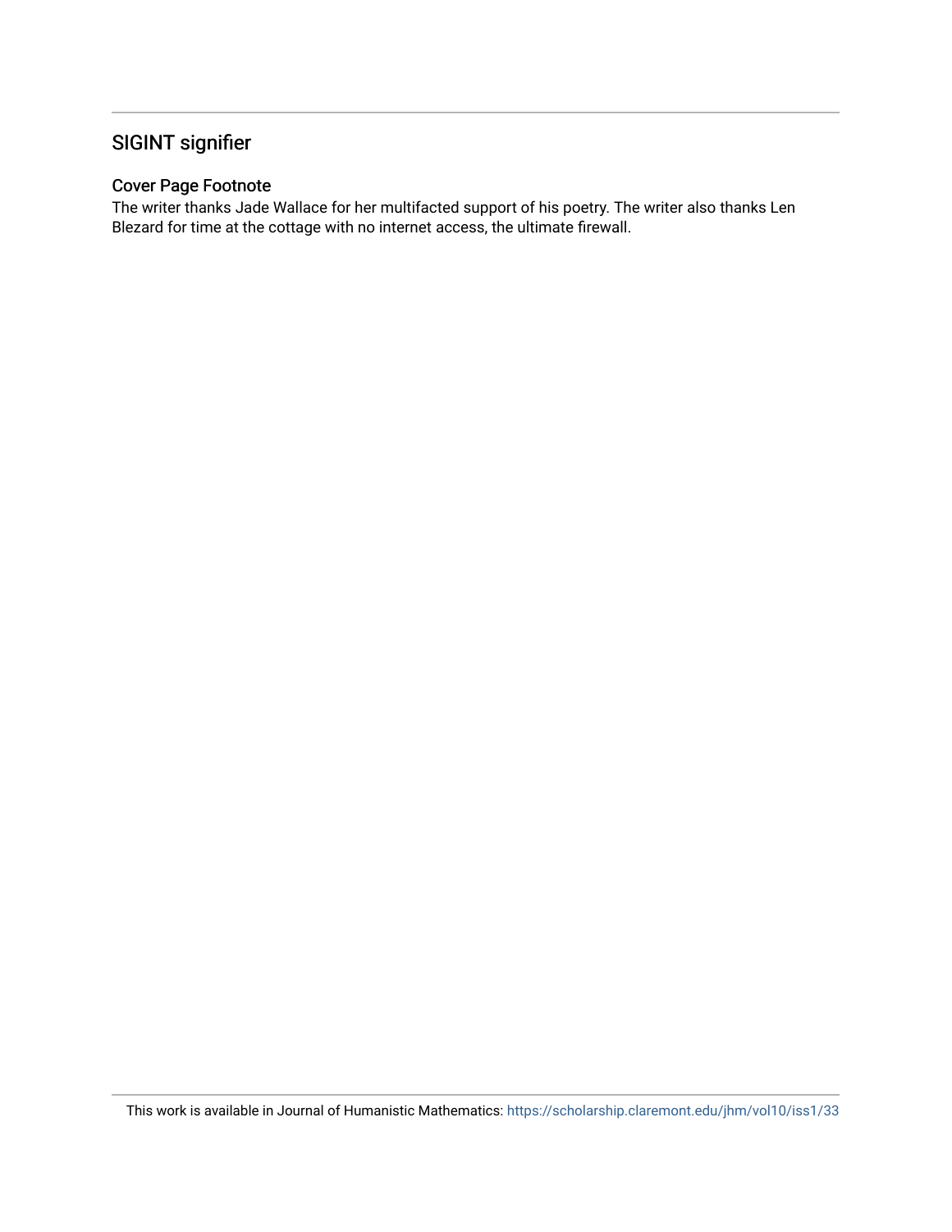## SIGINT signifier

### Cover Page Footnote

The writer thanks Jade Wallace for her multifacted support of his poetry. The writer also thanks Len Blezard for time at the cottage with no internet access, the ultimate firewall.

This work is available in Journal of Humanistic Mathematics: https://scholarship.claremont.edu/jhm/vol10/iss1/33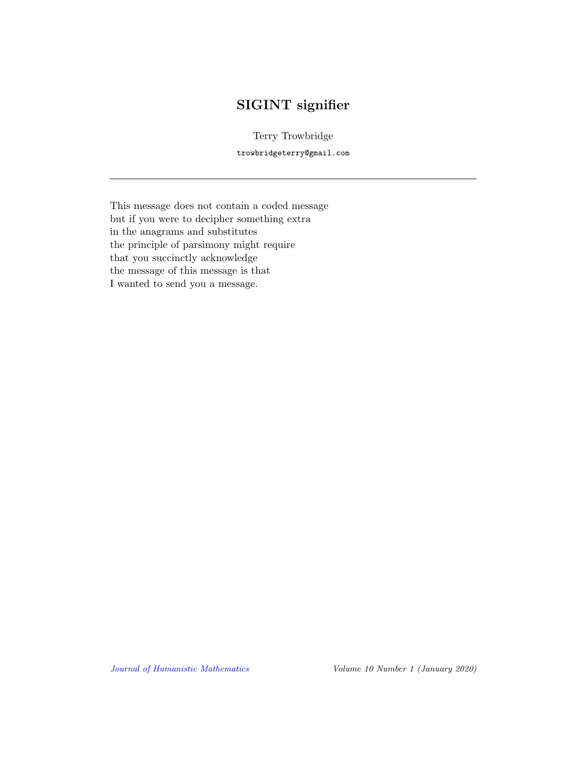# SIGINT signifier

Terry Trowbridge

trowbridgeterry@gmail.com

---

This message does not contain a coded message
but if you were to decipher something extra
in the anagrams and substitutes
the principle of parsimony might require
that you succinctly acknowledge
the message of this message is that
I wanted to send you a message.